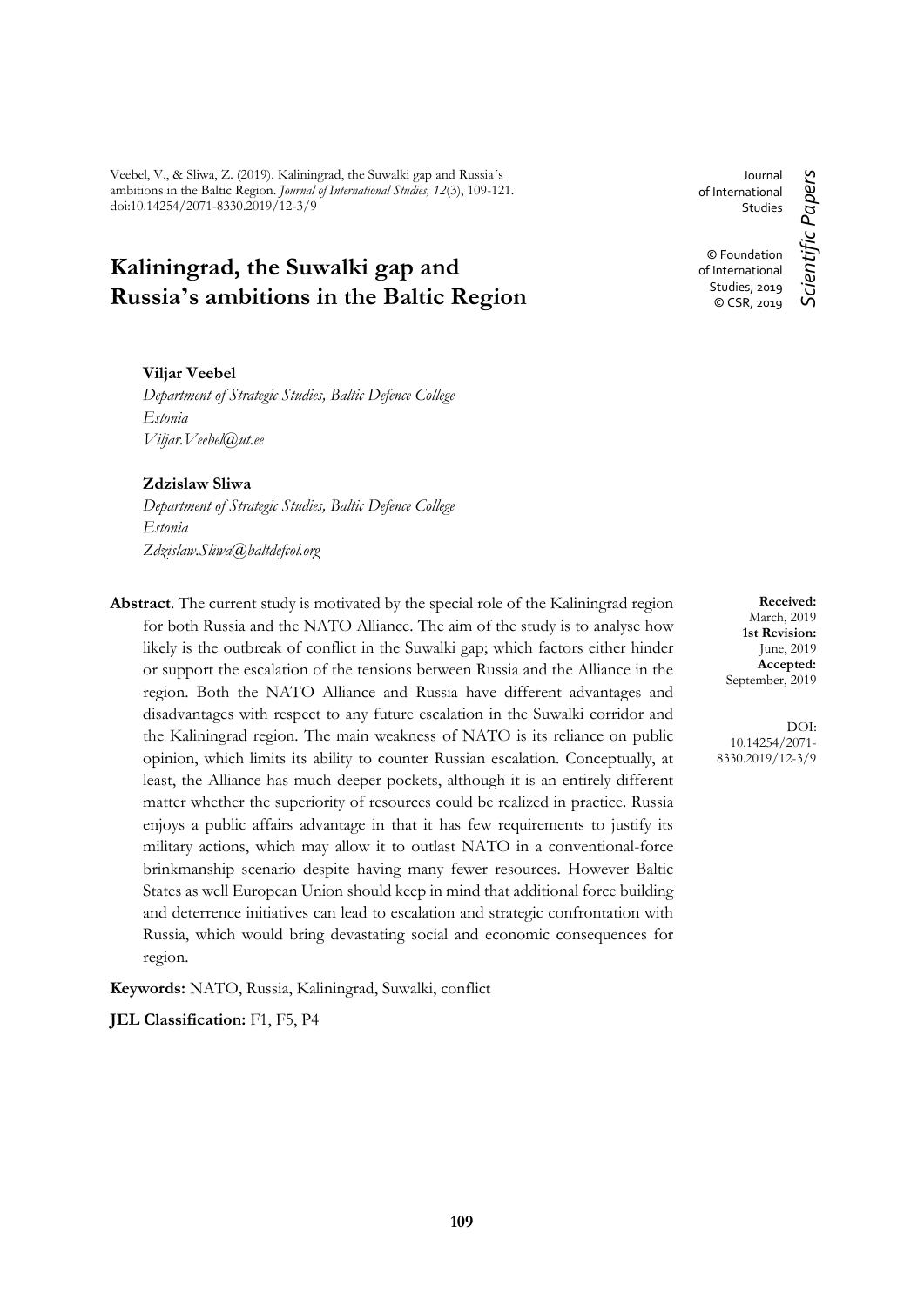Veebel, V., & Sliwa, Z. (2019). Kaliningrad, the Suwalki gap and Russia´s ambitions in the Baltic Region. *Journal of International Studies, 12*(3), 109-121. doi:10.14254/2071-8330.2019/12-3/9

Journal of International Studies

© Foundation of International Studies, 2019
© CSR, 2019

*Scientific Papers*

# Kaliningrad, the Suwalki gap and Russia's ambitions in the Baltic Region

**Viljar Veebel**
*Department of Strategic Studies, Baltic Defence College*
*Estonia*
*Viljar.Veebel@ut.ee*

**Zdzislaw Sliwa**
*Department of Strategic Studies, Baltic Defence College*
*Estonia*
*Zdzislaw.Sliwa@baltdefcol.org*

**Received:** March, 2019
**1st Revision:** June, 2019
**Accepted:** September, 2019

DOI: 10.14254/2071-8330.2019/12-3/9

**Abstract**. The current study is motivated by the special role of the Kaliningrad region for both Russia and the NATO Alliance. The aim of the study is to analyse how likely is the outbreak of conflict in the Suwalki gap; which factors either hinder or support the escalation of the tensions between Russia and the Alliance in the region. Both the NATO Alliance and Russia have different advantages and disadvantages with respect to any future escalation in the Suwalki corridor and the Kaliningrad region. The main weakness of NATO is its reliance on public opinion, which limits its ability to counter Russian escalation. Conceptually, at least, the Alliance has much deeper pockets, although it is an entirely different matter whether the superiority of resources could be realized in practice. Russia enjoys a public affairs advantage in that it has few requirements to justify its military actions, which may allow it to outlast NATO in a conventional-force brinkmanship scenario despite having many fewer resources. However Baltic States as well European Union should keep in mind that additional force building and deterrence initiatives can lead to escalation and strategic confrontation with Russia, which would bring devastating social and economic consequences for region.

**Keywords:** NATO, Russia, Kaliningrad, Suwalki, conflict

**JEL Classification:** F1, F5, P4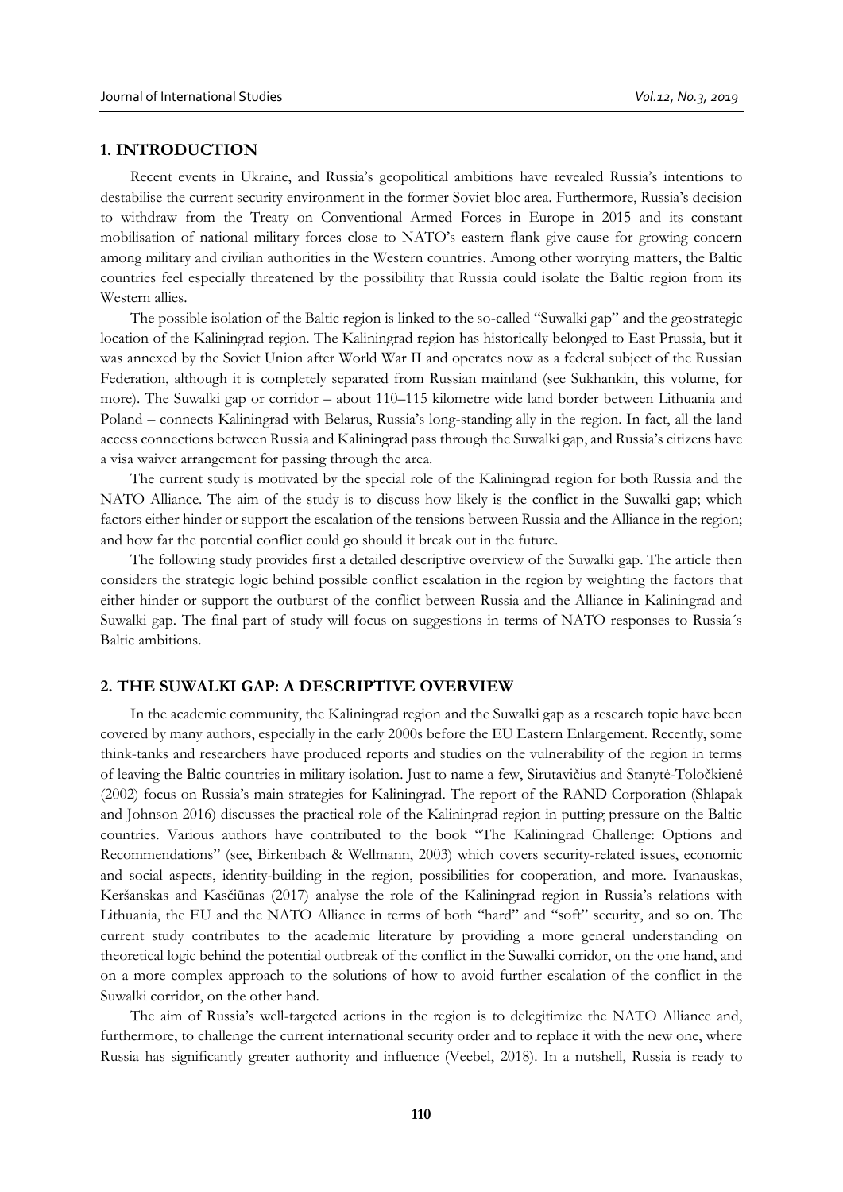## 1. INTRODUCTION

Recent events in Ukraine, and Russia's geopolitical ambitions have revealed Russia's intentions to destabilise the current security environment in the former Soviet bloc area. Furthermore, Russia's decision to withdraw from the Treaty on Conventional Armed Forces in Europe in 2015 and its constant mobilisation of national military forces close to NATO's eastern flank give cause for growing concern among military and civilian authorities in the Western countries. Among other worrying matters, the Baltic countries feel especially threatened by the possibility that Russia could isolate the Baltic region from its Western allies.

The possible isolation of the Baltic region is linked to the so-called "Suwalki gap" and the geostrategic location of the Kaliningrad region. The Kaliningrad region has historically belonged to East Prussia, but it was annexed by the Soviet Union after World War II and operates now as a federal subject of the Russian Federation, although it is completely separated from Russian mainland (see Sukhankin, this volume, for more). The Suwalki gap or corridor – about 110–115 kilometre wide land border between Lithuania and Poland – connects Kaliningrad with Belarus, Russia's long-standing ally in the region. In fact, all the land access connections between Russia and Kaliningrad pass through the Suwalki gap, and Russia's citizens have a visa waiver arrangement for passing through the area.

The current study is motivated by the special role of the Kaliningrad region for both Russia and the NATO Alliance. The aim of the study is to discuss how likely is the conflict in the Suwalki gap; which factors either hinder or support the escalation of the tensions between Russia and the Alliance in the region; and how far the potential conflict could go should it break out in the future.

The following study provides first a detailed descriptive overview of the Suwalki gap. The article then considers the strategic logic behind possible conflict escalation in the region by weighting the factors that either hinder or support the outburst of the conflict between Russia and the Alliance in Kaliningrad and Suwalki gap. The final part of study will focus on suggestions in terms of NATO responses to Russia´s Baltic ambitions.

## 2. THE SUWALKI GAP: A DESCRIPTIVE OVERVIEW

In the academic community, the Kaliningrad region and the Suwalki gap as a research topic have been covered by many authors, especially in the early 2000s before the EU Eastern Enlargement. Recently, some think-tanks and researchers have produced reports and studies on the vulnerability of the region in terms of leaving the Baltic countries in military isolation. Just to name a few, Sirutavičius and Stanytė-Toločkienė (2002) focus on Russia's main strategies for Kaliningrad. The report of the RAND Corporation (Shlapak and Johnson 2016) discusses the practical role of the Kaliningrad region in putting pressure on the Baltic countries. Various authors have contributed to the book "The Kaliningrad Challenge: Options and Recommendations" (see, Birkenbach & Wellmann, 2003) which covers security-related issues, economic and social aspects, identity-building in the region, possibilities for cooperation, and more. Ivanauskas, Keršanskas and Kasčiūnas (2017) analyse the role of the Kaliningrad region in Russia's relations with Lithuania, the EU and the NATO Alliance in terms of both "hard" and "soft" security, and so on. The current study contributes to the academic literature by providing a more general understanding on theoretical logic behind the potential outbreak of the conflict in the Suwalki corridor, on the one hand, and on a more complex approach to the solutions of how to avoid further escalation of the conflict in the Suwalki corridor, on the other hand.

The aim of Russia's well-targeted actions in the region is to delegitimize the NATO Alliance and, furthermore, to challenge the current international security order and to replace it with the new one, where Russia has significantly greater authority and influence (Veebel, 2018). In a nutshell, Russia is ready to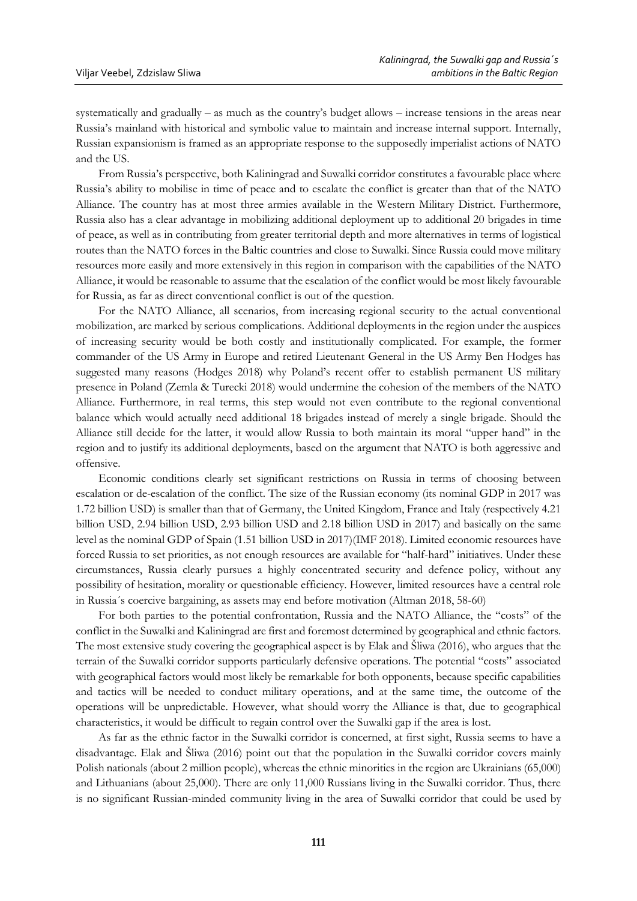systematically and gradually – as much as the country's budget allows – increase tensions in the areas near Russia's mainland with historical and symbolic value to maintain and increase internal support. Internally, Russian expansionism is framed as an appropriate response to the supposedly imperialist actions of NATO and the US.

From Russia's perspective, both Kaliningrad and Suwalki corridor constitutes a favourable place where Russia's ability to mobilise in time of peace and to escalate the conflict is greater than that of the NATO Alliance. The country has at most three armies available in the Western Military District. Furthermore, Russia also has a clear advantage in mobilizing additional deployment up to additional 20 brigades in time of peace, as well as in contributing from greater territorial depth and more alternatives in terms of logistical routes than the NATO forces in the Baltic countries and close to Suwalki. Since Russia could move military resources more easily and more extensively in this region in comparison with the capabilities of the NATO Alliance, it would be reasonable to assume that the escalation of the conflict would be most likely favourable for Russia, as far as direct conventional conflict is out of the question.

For the NATO Alliance, all scenarios, from increasing regional security to the actual conventional mobilization, are marked by serious complications. Additional deployments in the region under the auspices of increasing security would be both costly and institutionally complicated. For example, the former commander of the US Army in Europe and retired Lieutenant General in the US Army Ben Hodges has suggested many reasons (Hodges 2018) why Poland's recent offer to establish permanent US military presence in Poland (Zemla & Turecki 2018) would undermine the cohesion of the members of the NATO Alliance. Furthermore, in real terms, this step would not even contribute to the regional conventional balance which would actually need additional 18 brigades instead of merely a single brigade. Should the Alliance still decide for the latter, it would allow Russia to both maintain its moral "upper hand" in the region and to justify its additional deployments, based on the argument that NATO is both aggressive and offensive.

Economic conditions clearly set significant restrictions on Russia in terms of choosing between escalation or de-escalation of the conflict. The size of the Russian economy (its nominal GDP in 2017 was 1.72 billion USD) is smaller than that of Germany, the United Kingdom, France and Italy (respectively 4.21 billion USD, 2.94 billion USD, 2.93 billion USD and 2.18 billion USD in 2017) and basically on the same level as the nominal GDP of Spain (1.51 billion USD in 2017)(IMF 2018). Limited economic resources have forced Russia to set priorities, as not enough resources are available for "half-hard" initiatives. Under these circumstances, Russia clearly pursues a highly concentrated security and defence policy, without any possibility of hesitation, morality or questionable efficiency. However, limited resources have a central role in Russia´s coercive bargaining, as assets may end before motivation (Altman 2018, 58-60)

For both parties to the potential confrontation, Russia and the NATO Alliance, the "costs" of the conflict in the Suwalki and Kaliningrad are first and foremost determined by geographical and ethnic factors. The most extensive study covering the geographical aspect is by Elak and Śliwa (2016), who argues that the terrain of the Suwalki corridor supports particularly defensive operations. The potential "costs" associated with geographical factors would most likely be remarkable for both opponents, because specific capabilities and tactics will be needed to conduct military operations, and at the same time, the outcome of the operations will be unpredictable. However, what should worry the Alliance is that, due to geographical characteristics, it would be difficult to regain control over the Suwalki gap if the area is lost.

As far as the ethnic factor in the Suwalki corridor is concerned, at first sight, Russia seems to have a disadvantage. Elak and Śliwa (2016) point out that the population in the Suwalki corridor covers mainly Polish nationals (about 2 million people), whereas the ethnic minorities in the region are Ukrainians (65,000) and Lithuanians (about 25,000). There are only 11,000 Russians living in the Suwalki corridor. Thus, there is no significant Russian-minded community living in the area of Suwalki corridor that could be used by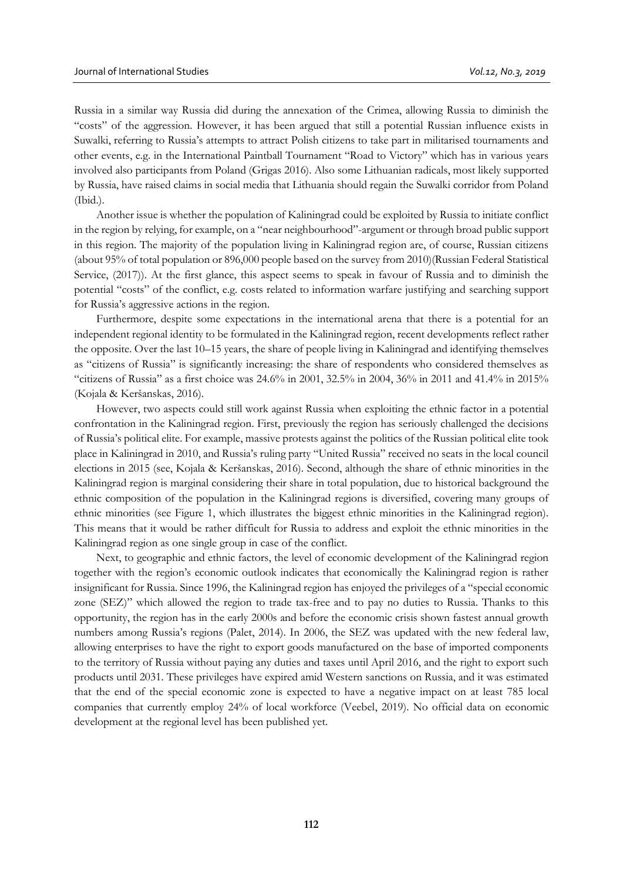Russia in a similar way Russia did during the annexation of the Crimea, allowing Russia to diminish the "costs" of the aggression. However, it has been argued that still a potential Russian influence exists in Suwalki, referring to Russia's attempts to attract Polish citizens to take part in militarised tournaments and other events, e.g. in the International Paintball Tournament "Road to Victory" which has in various years involved also participants from Poland (Grigas 2016). Also some Lithuanian radicals, most likely supported by Russia, have raised claims in social media that Lithuania should regain the Suwalki corridor from Poland (Ibid.).

Another issue is whether the population of Kaliningrad could be exploited by Russia to initiate conflict in the region by relying, for example, on a "near neighbourhood"-argument or through broad public support in this region. The majority of the population living in Kaliningrad region are, of course, Russian citizens (about 95% of total population or 896,000 people based on the survey from 2010)(Russian Federal Statistical Service, (2017)). At the first glance, this aspect seems to speak in favour of Russia and to diminish the potential "costs" of the conflict, e.g. costs related to information warfare justifying and searching support for Russia's aggressive actions in the region.

Furthermore, despite some expectations in the international arena that there is a potential for an independent regional identity to be formulated in the Kaliningrad region, recent developments reflect rather the opposite. Over the last 10–15 years, the share of people living in Kaliningrad and identifying themselves as "citizens of Russia" is significantly increasing: the share of respondents who considered themselves as "citizens of Russia" as a first choice was 24.6% in 2001, 32.5% in 2004, 36% in 2011 and 41.4% in 2015% (Kojala & Keršanskas, 2016).

However, two aspects could still work against Russia when exploiting the ethnic factor in a potential confrontation in the Kaliningrad region. First, previously the region has seriously challenged the decisions of Russia's political elite. For example, massive protests against the politics of the Russian political elite took place in Kaliningrad in 2010, and Russia's ruling party "United Russia" received no seats in the local council elections in 2015 (see, Kojala & Keršanskas, 2016). Second, although the share of ethnic minorities in the Kaliningrad region is marginal considering their share in total population, due to historical background the ethnic composition of the population in the Kaliningrad regions is diversified, covering many groups of ethnic minorities (see Figure 1, which illustrates the biggest ethnic minorities in the Kaliningrad region). This means that it would be rather difficult for Russia to address and exploit the ethnic minorities in the Kaliningrad region as one single group in case of the conflict.

Next, to geographic and ethnic factors, the level of economic development of the Kaliningrad region together with the region's economic outlook indicates that economically the Kaliningrad region is rather insignificant for Russia. Since 1996, the Kaliningrad region has enjoyed the privileges of a "special economic zone (SEZ)" which allowed the region to trade tax-free and to pay no duties to Russia. Thanks to this opportunity, the region has in the early 2000s and before the economic crisis shown fastest annual growth numbers among Russia's regions (Palet, 2014). In 2006, the SEZ was updated with the new federal law, allowing enterprises to have the right to export goods manufactured on the base of imported components to the territory of Russia without paying any duties and taxes until April 2016, and the right to export such products until 2031. These privileges have expired amid Western sanctions on Russia, and it was estimated that the end of the special economic zone is expected to have a negative impact on at least 785 local companies that currently employ 24% of local workforce (Veebel, 2019). No official data on economic development at the regional level has been published yet.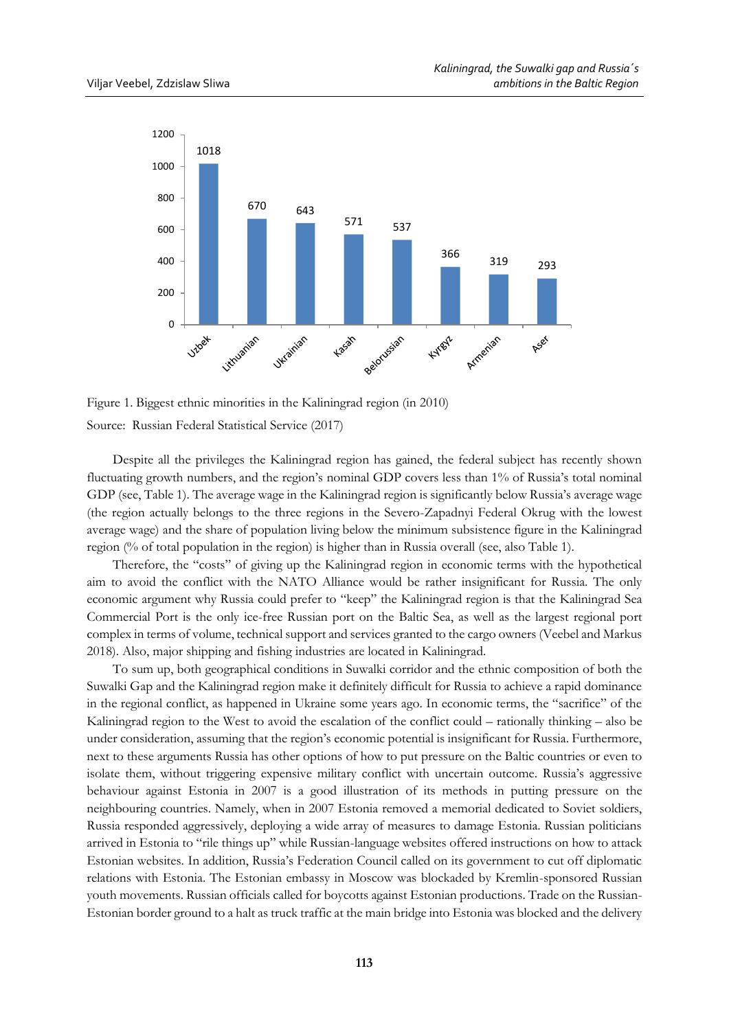Figure 1. Biggest ethnic minorities in the Kaliningrad region (in 2010)

Source: Russian Federal Statistical Service (2017)

Despite all the privileges the Kaliningrad region has gained, the federal subject has recently shown fluctuating growth numbers, and the region's nominal GDP covers less than 1% of Russia's total nominal GDP (see, Table 1). The average wage in the Kaliningrad region is significantly below Russia's average wage (the region actually belongs to the three regions in the Severo-Zapadnyi Federal Okrug with the lowest average wage) and the share of population living below the minimum subsistence figure in the Kaliningrad region (% of total population in the region) is higher than in Russia overall (see, also Table 1).

Therefore, the "costs" of giving up the Kaliningrad region in economic terms with the hypothetical aim to avoid the conflict with the NATO Alliance would be rather insignificant for Russia. The only economic argument why Russia could prefer to "keep" the Kaliningrad region is that the Kaliningrad Sea Commercial Port is the only ice-free Russian port on the Baltic Sea, as well as the largest regional port complex in terms of volume, technical support and services granted to the cargo owners (Veebel and Markus 2018). Also, major shipping and fishing industries are located in Kaliningrad.

To sum up, both geographical conditions in Suwalki corridor and the ethnic composition of both the Suwalki Gap and the Kaliningrad region make it definitely difficult for Russia to achieve a rapid dominance in the regional conflict, as happened in Ukraine some years ago. In economic terms, the "sacrifice" of the Kaliningrad region to the West to avoid the escalation of the conflict could – rationally thinking – also be under consideration, assuming that the region's economic potential is insignificant for Russia. Furthermore, next to these arguments Russia has other options of how to put pressure on the Baltic countries or even to isolate them, without triggering expensive military conflict with uncertain outcome. Russia's aggressive behaviour against Estonia in 2007 is a good illustration of its methods in putting pressure on the neighbouring countries. Namely, when in 2007 Estonia removed a memorial dedicated to Soviet soldiers, Russia responded aggressively, deploying a wide array of measures to damage Estonia. Russian politicians arrived in Estonia to "rile things up" while Russian-language websites offered instructions on how to attack Estonian websites. In addition, Russia's Federation Council called on its government to cut off diplomatic relations with Estonia. The Estonian embassy in Moscow was blockaded by Kremlin-sponsored Russian youth movements. Russian officials called for boycotts against Estonian productions. Trade on the Russian-Estonian border ground to a halt as truck traffic at the main bridge into Estonia was blocked and the delivery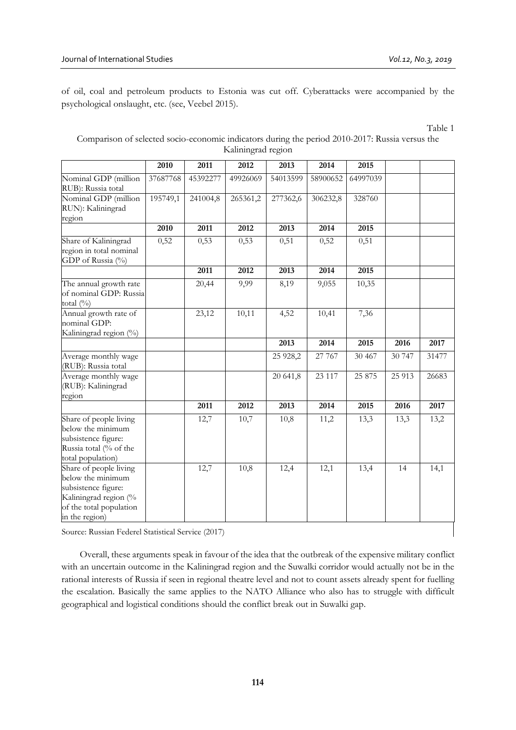of oil, coal and petroleum products to Estonia was cut off. Cyberattacks were accompanied by the psychological onslaught, etc. (see, Veebel 2015).

Table 1

Comparison of selected socio-economic indicators during the period 2010-2017: Russia versus the Kaliningrad region

| | 2010 | 2011 | 2012 | 2013 | 2014 | 2015 | | |
|---|---|---|---|---|---|---|---|---|
| Nominal GDP (million RUB): Russia total | 37687768 | 45392277 | 49926069 | 54013599 | 58900652 | 64997039 | | |
| Nominal GDP (million RUN): Kaliningrad region | 195749,1 | 241004,8 | 265361,2 | 277362,6 | 306232,8 | 328760 | | |
| | 2010 | 2011 | 2012 | 2013 | 2014 | 2015 | | |
| Share of Kaliningrad region in total nominal GDP of Russia (%) | 0,52 | 0,53 | 0,53 | 0,51 | 0,52 | 0,51 | | |
| | | 2011 | 2012 | 2013 | 2014 | 2015 | | |
| The annual growth rate of nominal GDP: Russia total (%) | | 20,44 | 9,99 | 8,19 | 9,055 | 10,35 | | |
| Annual growth rate of nominal GDP: Kaliningrad region (%) | | 23,12 | 10,11 | 4,52 | 10,41 | 7,36 | | |
| | | | | 2013 | 2014 | 2015 | 2016 | 2017 |
| Average monthly wage (RUB): Russia total | | | | 25 928,2 | 27 767 | 30 467 | 30 747 | 31477 |
| Average monthly wage (RUB): Kaliningrad region | | | | 20 641,8 | 23 117 | 25 875 | 25 913 | 26683 |
| | | 2011 | 2012 | 2013 | 2014 | 2015 | 2016 | 2017 |
| Share of people living below the minimum subsistence figure: Russia total (% of the total population) | | 12,7 | 10,7 | 10,8 | 11,2 | 13,3 | 13,3 | 13,2 |
| Share of people living below the minimum subsistence figure: Kaliningrad region (% of the total population in the region) | | 12,7 | 10,8 | 12,4 | 12,1 | 13,4 | 14 | 14,1 |

Source: Russian Federel Statistical Service (2017)

Overall, these arguments speak in favour of the idea that the outbreak of the expensive military conflict with an uncertain outcome in the Kaliningrad region and the Suwalki corridor would actually not be in the rational interests of Russia if seen in regional theatre level and not to count assets already spent for fuelling the escalation. Basically the same applies to the NATO Alliance who also has to struggle with difficult geographical and logistical conditions should the conflict break out in Suwalki gap.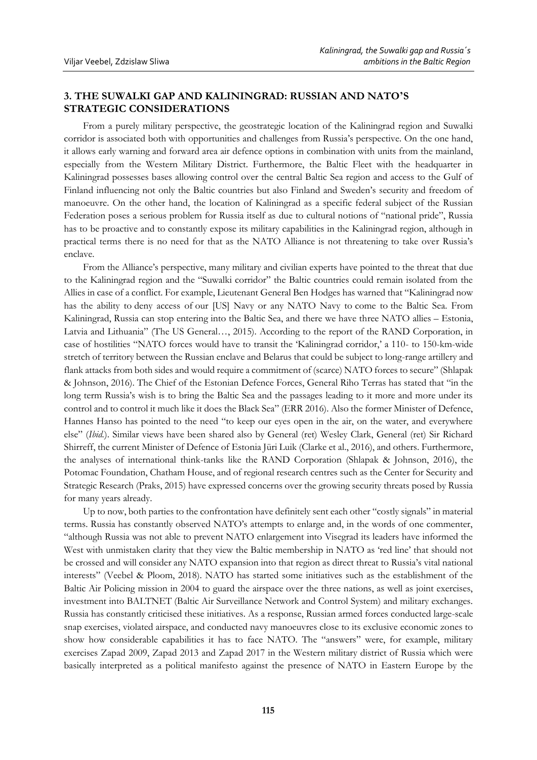## 3. THE SUWALKI GAP AND KALININGRAD: RUSSIAN AND NATO'S STRATEGIC CONSIDERATIONS

From a purely military perspective, the geostrategic location of the Kaliningrad region and Suwalki corridor is associated both with opportunities and challenges from Russia's perspective. On the one hand, it allows early warning and forward area air defence options in combination with units from the mainland, especially from the Western Military District. Furthermore, the Baltic Fleet with the headquarter in Kaliningrad possesses bases allowing control over the central Baltic Sea region and access to the Gulf of Finland influencing not only the Baltic countries but also Finland and Sweden's security and freedom of manoeuvre. On the other hand, the location of Kaliningrad as a specific federal subject of the Russian Federation poses a serious problem for Russia itself as due to cultural notions of "national pride", Russia has to be proactive and to constantly expose its military capabilities in the Kaliningrad region, although in practical terms there is no need for that as the NATO Alliance is not threatening to take over Russia's enclave.

From the Alliance's perspective, many military and civilian experts have pointed to the threat that due to the Kaliningrad region and the "Suwalki corridor" the Baltic countries could remain isolated from the Allies in case of a conflict. For example, Lieutenant General Ben Hodges has warned that "Kaliningrad now has the ability to deny access of our [US] Navy or any NATO Navy to come to the Baltic Sea. From Kaliningrad, Russia can stop entering into the Baltic Sea, and there we have three NATO allies – Estonia, Latvia and Lithuania" (The US General…, 2015). According to the report of the RAND Corporation, in case of hostilities "NATO forces would have to transit the 'Kaliningrad corridor,' a 110- to 150-km-wide stretch of territory between the Russian enclave and Belarus that could be subject to long-range artillery and flank attacks from both sides and would require a commitment of (scarce) NATO forces to secure" (Shlapak & Johnson, 2016). The Chief of the Estonian Defence Forces, General Riho Terras has stated that "in the long term Russia's wish is to bring the Baltic Sea and the passages leading to it more and more under its control and to control it much like it does the Black Sea" (ERR 2016). Also the former Minister of Defence, Hannes Hanso has pointed to the need "to keep our eyes open in the air, on the water, and everywhere else" (*Ibid.*). Similar views have been shared also by General (ret) Wesley Clark, General (ret) Sir Richard Shirreff, the current Minister of Defence of Estonia Jüri Luik (Clarke et al., 2016), and others. Furthermore, the analyses of international think-tanks like the RAND Corporation (Shlapak & Johnson, 2016), the Potomac Foundation, Chatham House, and of regional research centres such as the Center for Security and Strategic Research (Praks, 2015) have expressed concerns over the growing security threats posed by Russia for many years already.

Up to now, both parties to the confrontation have definitely sent each other "costly signals" in material terms. Russia has constantly observed NATO's attempts to enlarge and, in the words of one commenter, "although Russia was not able to prevent NATO enlargement into Visegrad its leaders have informed the West with unmistaken clarity that they view the Baltic membership in NATO as 'red line' that should not be crossed and will consider any NATO expansion into that region as direct threat to Russia's vital national interests" (Veebel & Ploom, 2018). NATO has started some initiatives such as the establishment of the Baltic Air Policing mission in 2004 to guard the airspace over the three nations, as well as joint exercises, investment into BALTNET (Baltic Air Surveillance Network and Control System) and military exchanges. Russia has constantly criticised these initiatives. As a response, Russian armed forces conducted large-scale snap exercises, violated airspace, and conducted navy manoeuvres close to its exclusive economic zones to show how considerable capabilities it has to face NATO. The "answers" were, for example, military exercises Zapad 2009, Zapad 2013 and Zapad 2017 in the Western military district of Russia which were basically interpreted as a political manifesto against the presence of NATO in Eastern Europe by the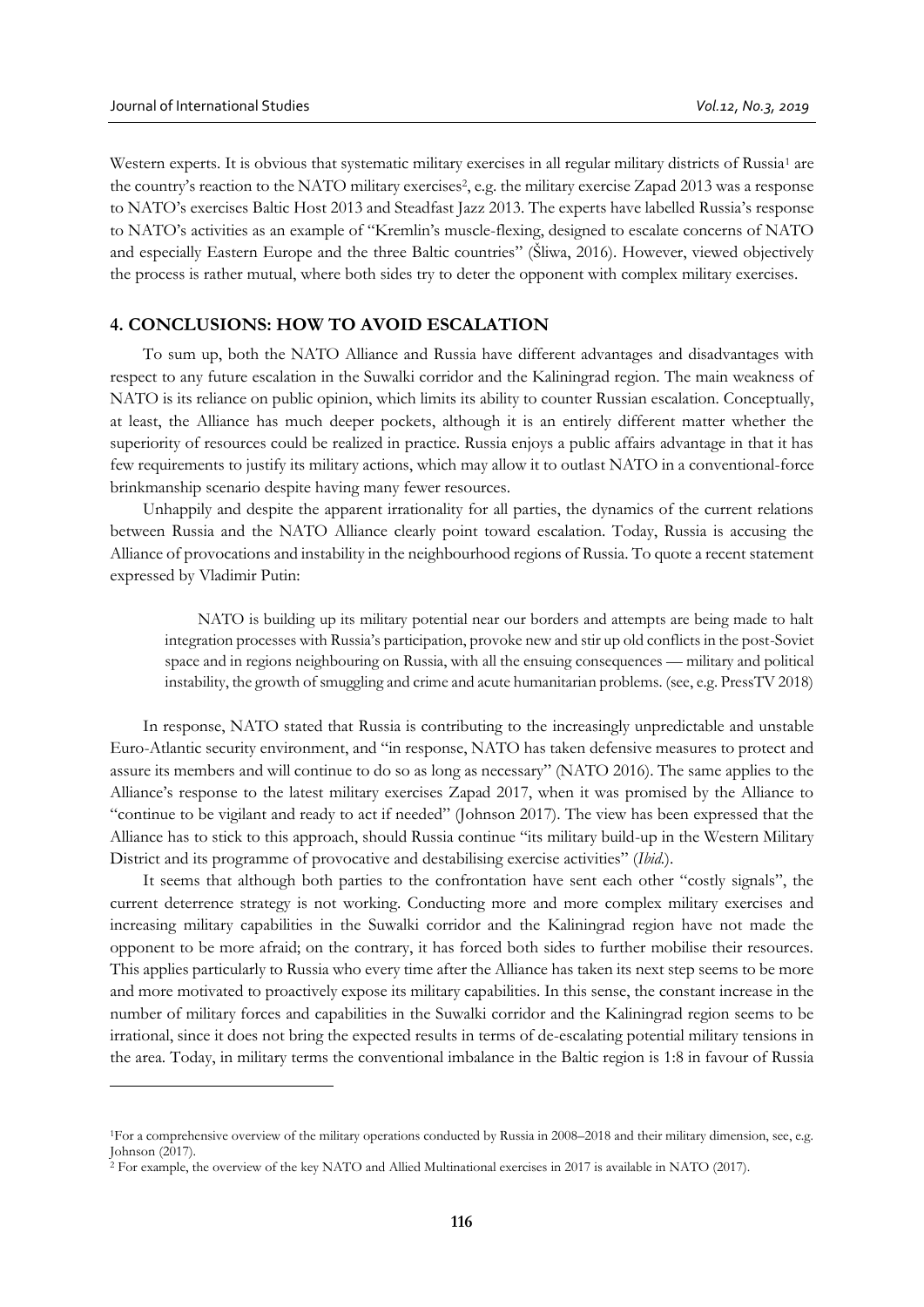Western experts. It is obvious that systematic military exercises in all regular military districts of Russia[1] are the country's reaction to the NATO military exercises[2], e.g. the military exercise Zapad 2013 was a response to NATO's exercises Baltic Host 2013 and Steadfast Jazz 2013. The experts have labelled Russia's response to NATO's activities as an example of "Kremlin's muscle-flexing, designed to escalate concerns of NATO and especially Eastern Europe and the three Baltic countries" (Śliwa, 2016). However, viewed objectively the process is rather mutual, where both sides try to deter the opponent with complex military exercises.

## 4. CONCLUSIONS: HOW TO AVOID ESCALATION

To sum up, both the NATO Alliance and Russia have different advantages and disadvantages with respect to any future escalation in the Suwalki corridor and the Kaliningrad region. The main weakness of NATO is its reliance on public opinion, which limits its ability to counter Russian escalation. Conceptually, at least, the Alliance has much deeper pockets, although it is an entirely different matter whether the superiority of resources could be realized in practice. Russia enjoys a public affairs advantage in that it has few requirements to justify its military actions, which may allow it to outlast NATO in a conventional-force brinkmanship scenario despite having many fewer resources.

Unhappily and despite the apparent irrationality for all parties, the dynamics of the current relations between Russia and the NATO Alliance clearly point toward escalation. Today, Russia is accusing the Alliance of provocations and instability in the neighbourhood regions of Russia. To quote a recent statement expressed by Vladimir Putin:

> NATO is building up its military potential near our borders and attempts are being made to halt integration processes with Russia's participation, provoke new and stir up old conflicts in the post-Soviet space and in regions neighbouring on Russia, with all the ensuing consequences — military and political instability, the growth of smuggling and crime and acute humanitarian problems. (see, e.g. PressTV 2018)

In response, NATO stated that Russia is contributing to the increasingly unpredictable and unstable Euro-Atlantic security environment, and "in response, NATO has taken defensive measures to protect and assure its members and will continue to do so as long as necessary" (NATO 2016). The same applies to the Alliance's response to the latest military exercises Zapad 2017, when it was promised by the Alliance to "continue to be vigilant and ready to act if needed" (Johnson 2017). The view has been expressed that the Alliance has to stick to this approach, should Russia continue "its military build-up in the Western Military District and its programme of provocative and destabilising exercise activities" (*Ibid.*).

It seems that although both parties to the confrontation have sent each other "costly signals", the current deterrence strategy is not working. Conducting more and more complex military exercises and increasing military capabilities in the Suwalki corridor and the Kaliningrad region have not made the opponent to be more afraid; on the contrary, it has forced both sides to further mobilise their resources. This applies particularly to Russia who every time after the Alliance has taken its next step seems to be more and more motivated to proactively expose its military capabilities. In this sense, the constant increase in the number of military forces and capabilities in the Suwalki corridor and the Kaliningrad region seems to be irrational, since it does not bring the expected results in terms of de-escalating potential military tensions in the area. Today, in military terms the conventional imbalance in the Baltic region is 1:8 in favour of Russia

---

[1] For a comprehensive overview of the military operations conducted by Russia in 2008–2018 and their military dimension, see, e.g. Johnson (2017).

[2] For example, the overview of the key NATO and Allied Multinational exercises in 2017 is available in NATO (2017).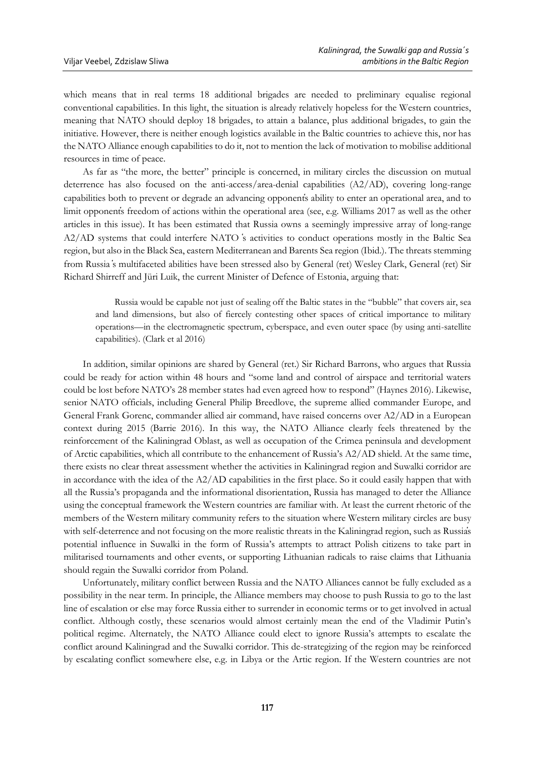which means that in real terms 18 additional brigades are needed to preliminary equalise regional conventional capabilities. In this light, the situation is already relatively hopeless for the Western countries, meaning that NATO should deploy 18 brigades, to attain a balance, plus additional brigades, to gain the initiative. However, there is neither enough logistics available in the Baltic countries to achieve this, nor has the NATO Alliance enough capabilities to do it, not to mention the lack of motivation to mobilise additional resources in time of peace.

As far as "the more, the better" principle is concerned, in military circles the discussion on mutual deterrence has also focused on the anti-access/area-denial capabilities (A2/AD), covering long-range capabilities both to prevent or degrade an advancing opponent's ability to enter an operational area, and to limit opponent's freedom of actions within the operational area (see, e.g. Williams 2017 as well as the other articles in this issue). It has been estimated that Russia owns a seemingly impressive array of long-range A2/AD systems that could interfere NATO´s activities to conduct operations mostly in the Baltic Sea region, but also in the Black Sea, eastern Mediterranean and Barents Sea region (Ibid.). The threats stemming from Russia´s multifaceted abilities have been stressed also by General (ret) Wesley Clark, General (ret) Sir Richard Shirreff and Jüri Luik, the current Minister of Defence of Estonia, arguing that:

> Russia would be capable not just of sealing off the Baltic states in the "bubble" that covers air, sea and land dimensions, but also of fiercely contesting other spaces of critical importance to military operations—in the electromagnetic spectrum, cyberspace, and even outer space (by using anti-satellite capabilities). (Clark et al 2016)

In addition, similar opinions are shared by General (ret.) Sir Richard Barrons, who argues that Russia could be ready for action within 48 hours and "some land and control of airspace and territorial waters could be lost before NATO's 28 member states had even agreed how to respond" (Haynes 2016). Likewise, senior NATO officials, including General Philip Breedlove, the supreme allied commander Europe, and General Frank Gorenc, commander allied air command, have raised concerns over A2/AD in a European context during 2015 (Barrie 2016). In this way, the NATO Alliance clearly feels threatened by the reinforcement of the Kaliningrad Oblast, as well as occupation of the Crimea peninsula and development of Arctic capabilities, which all contribute to the enhancement of Russia's A2/AD shield. At the same time, there exists no clear threat assessment whether the activities in Kaliningrad region and Suwalki corridor are in accordance with the idea of the A2/AD capabilities in the first place. So it could easily happen that with all the Russia's propaganda and the informational disorientation, Russia has managed to deter the Alliance using the conceptual framework the Western countries are familiar with. At least the current rhetoric of the members of the Western military community refers to the situation where Western military circles are busy with self-deterrence and not focusing on the more realistic threats in the Kaliningrad region, such as Russia's potential influence in Suwalki in the form of Russia's attempts to attract Polish citizens to take part in militarised tournaments and other events, or supporting Lithuanian radicals to raise claims that Lithuania should regain the Suwalki corridor from Poland.

Unfortunately, military conflict between Russia and the NATO Alliances cannot be fully excluded as a possibility in the near term. In principle, the Alliance members may choose to push Russia to go to the last line of escalation or else may force Russia either to surrender in economic terms or to get involved in actual conflict. Although costly, these scenarios would almost certainly mean the end of the Vladimir Putin's political regime. Alternately, the NATO Alliance could elect to ignore Russia's attempts to escalate the conflict around Kaliningrad and the Suwalki corridor. This de-strategizing of the region may be reinforced by escalating conflict somewhere else, e.g. in Libya or the Artic region. If the Western countries are not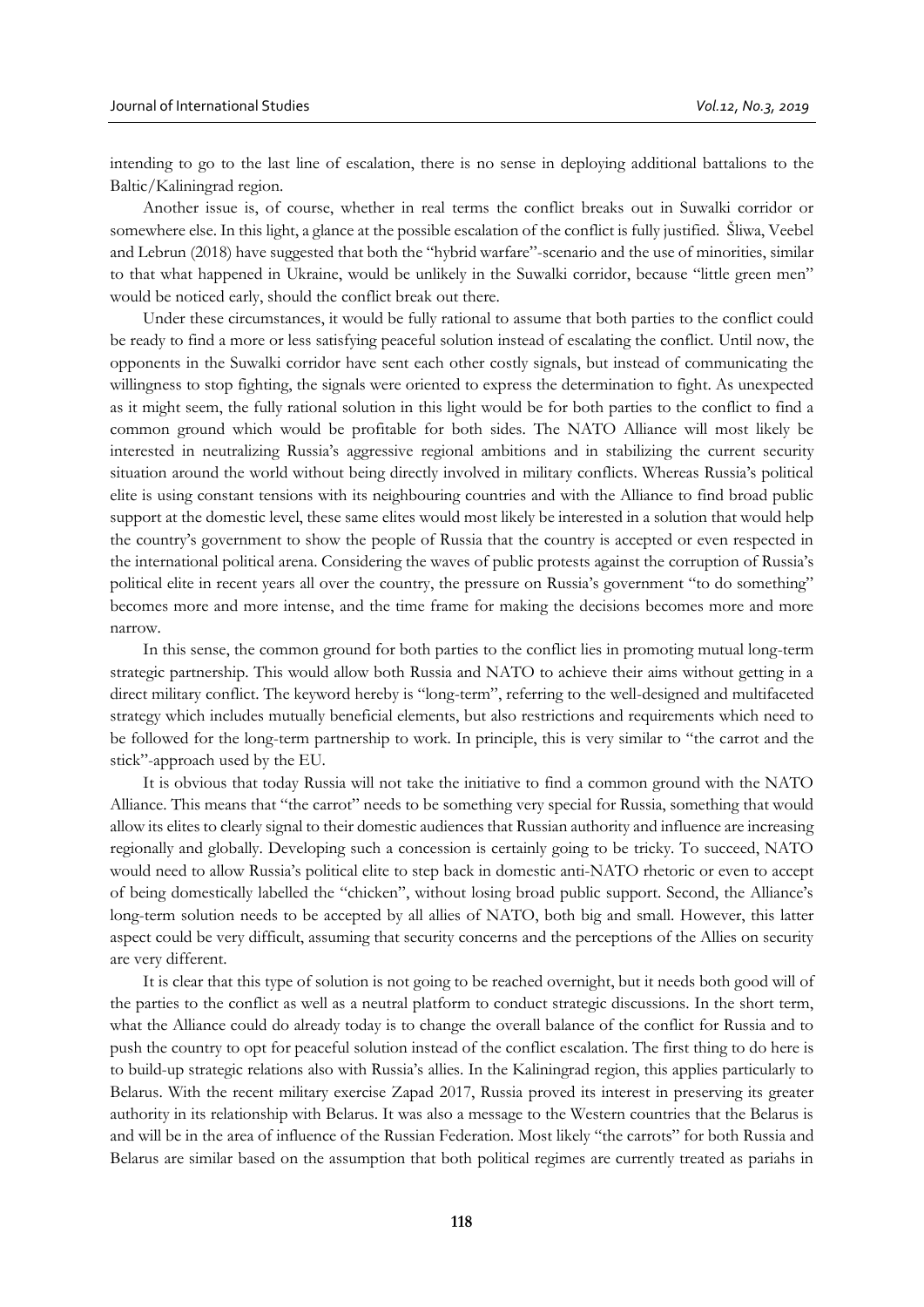intending to go to the last line of escalation, there is no sense in deploying additional battalions to the Baltic/Kaliningrad region.

Another issue is, of course, whether in real terms the conflict breaks out in Suwalki corridor or somewhere else. In this light, a glance at the possible escalation of the conflict is fully justified. Śliwa, Veebel and Lebrun (2018) have suggested that both the "hybrid warfare"-scenario and the use of minorities, similar to that what happened in Ukraine, would be unlikely in the Suwalki corridor, because "little green men" would be noticed early, should the conflict break out there.

Under these circumstances, it would be fully rational to assume that both parties to the conflict could be ready to find a more or less satisfying peaceful solution instead of escalating the conflict. Until now, the opponents in the Suwalki corridor have sent each other costly signals, but instead of communicating the willingness to stop fighting, the signals were oriented to express the determination to fight. As unexpected as it might seem, the fully rational solution in this light would be for both parties to the conflict to find a common ground which would be profitable for both sides. The NATO Alliance will most likely be interested in neutralizing Russia's aggressive regional ambitions and in stabilizing the current security situation around the world without being directly involved in military conflicts. Whereas Russia's political elite is using constant tensions with its neighbouring countries and with the Alliance to find broad public support at the domestic level, these same elites would most likely be interested in a solution that would help the country's government to show the people of Russia that the country is accepted or even respected in the international political arena. Considering the waves of public protests against the corruption of Russia's political elite in recent years all over the country, the pressure on Russia's government "to do something" becomes more and more intense, and the time frame for making the decisions becomes more and more narrow.

In this sense, the common ground for both parties to the conflict lies in promoting mutual long-term strategic partnership. This would allow both Russia and NATO to achieve their aims without getting in a direct military conflict. The keyword hereby is "long-term", referring to the well-designed and multifaceted strategy which includes mutually beneficial elements, but also restrictions and requirements which need to be followed for the long-term partnership to work. In principle, this is very similar to "the carrot and the stick"-approach used by the EU.

It is obvious that today Russia will not take the initiative to find a common ground with the NATO Alliance. This means that "the carrot" needs to be something very special for Russia, something that would allow its elites to clearly signal to their domestic audiences that Russian authority and influence are increasing regionally and globally. Developing such a concession is certainly going to be tricky. To succeed, NATO would need to allow Russia's political elite to step back in domestic anti-NATO rhetoric or even to accept of being domestically labelled the "chicken", without losing broad public support. Second, the Alliance's long-term solution needs to be accepted by all allies of NATO, both big and small. However, this latter aspect could be very difficult, assuming that security concerns and the perceptions of the Allies on security are very different.

It is clear that this type of solution is not going to be reached overnight, but it needs both good will of the parties to the conflict as well as a neutral platform to conduct strategic discussions. In the short term, what the Alliance could do already today is to change the overall balance of the conflict for Russia and to push the country to opt for peaceful solution instead of the conflict escalation. The first thing to do here is to build-up strategic relations also with Russia's allies. In the Kaliningrad region, this applies particularly to Belarus. With the recent military exercise Zapad 2017, Russia proved its interest in preserving its greater authority in its relationship with Belarus. It was also a message to the Western countries that the Belarus is and will be in the area of influence of the Russian Federation. Most likely "the carrots" for both Russia and Belarus are similar based on the assumption that both political regimes are currently treated as pariahs in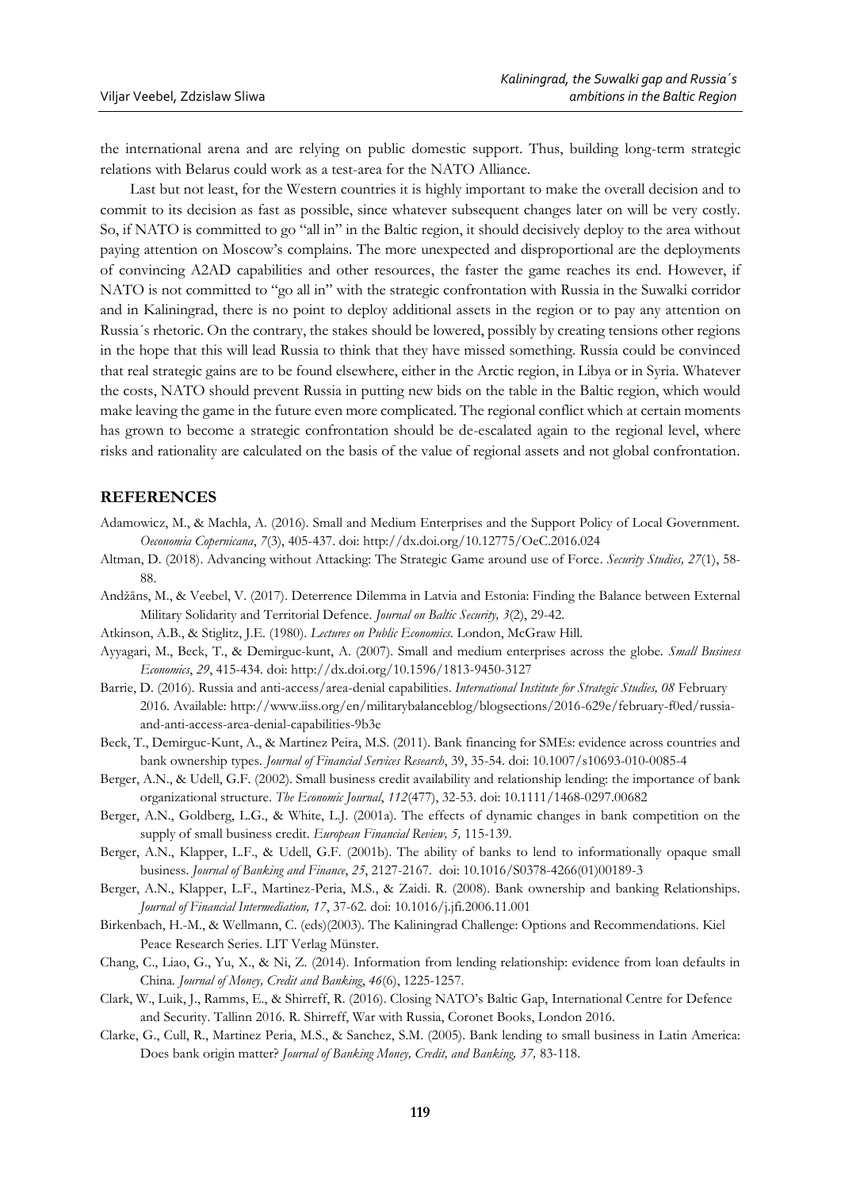the international arena and are relying on public domestic support. Thus, building long-term strategic relations with Belarus could work as a test-area for the NATO Alliance.

Last but not least, for the Western countries it is highly important to make the overall decision and to commit to its decision as fast as possible, since whatever subsequent changes later on will be very costly. So, if NATO is committed to go "all in" in the Baltic region, it should decisively deploy to the area without paying attention on Moscow's complains. The more unexpected and disproportional are the deployments of convincing A2AD capabilities and other resources, the faster the game reaches its end. However, if NATO is not committed to "go all in" with the strategic confrontation with Russia in the Suwalki corridor and in Kaliningrad, there is no point to deploy additional assets in the region or to pay any attention on Russia´s rhetoric. On the contrary, the stakes should be lowered, possibly by creating tensions other regions in the hope that this will lead Russia to think that they have missed something. Russia could be convinced that real strategic gains are to be found elsewhere, either in the Arctic region, in Libya or in Syria. Whatever the costs, NATO should prevent Russia in putting new bids on the table in the Baltic region, which would make leaving the game in the future even more complicated. The regional conflict which at certain moments has grown to become a strategic confrontation should be de-escalated again to the regional level, where risks and rationality are calculated on the basis of the value of regional assets and not global confrontation.

## REFERENCES

Adamowicz, M., & Machla, A. (2016). Small and Medium Enterprises and the Support Policy of Local Government. *Oeconomia Copernicana*, *7*(3), 405-437. doi: http://dx.doi.org/10.12775/OeC.2016.024

Altman, D. (2018). Advancing without Attacking: The Strategic Game around use of Force. *Security Studies, 27*(1), 58-88.

Andžāns, M., & Veebel, V. (2017). Deterrence Dilemma in Latvia and Estonia: Finding the Balance between External Military Solidarity and Territorial Defence. *Journal on Baltic Security, 3*(2), 29-42.

Atkinson, A.B., & Stiglitz, J.E. (1980). *Lectures on Public Economics*. London, McGraw Hill.

Ayyagari, M., Beck, T., & Demirguc-kunt, A. (2007). Small and medium enterprises across the globe. *Small Business Economics*, *29*, 415-434. doi: http://dx.doi.org/10.1596/1813-9450-3127

Barrie, D. (2016). Russia and anti-access/area-denial capabilities. *International Institute for Strategic Studies, 08* February 2016. Available: http://www.iiss.org/en/militarybalanceblog/blogsections/2016-629e/february-f0ed/russia-and-anti-access-area-denial-capabilities-9b3e

Beck, T., Demirguc-Kunt, A., & Martinez Peira, M.S. (2011). Bank financing for SMEs: evidence across countries and bank ownership types. *Journal of Financial Services Research*, 39, 35-54. doi: 10.1007/s10693-010-0085-4

Berger, A.N., & Udell, G.F. (2002). Small business credit availability and relationship lending: the importance of bank organizational structure. *The Economic Journal*, *112*(477), 32-53. doi: 10.1111/1468-0297.00682

Berger, A.N., Goldberg, L.G., & White, L.J. (2001a). The effects of dynamic changes in bank competition on the supply of small business credit. *European Financial Review, 5,* 115-139.

Berger, A.N., Klapper, L.F., & Udell, G.F. (2001b). The ability of banks to lend to informationally opaque small business. *Journal of Banking and Finance*, *25*, 2127-2167. doi: 10.1016/S0378-4266(01)00189-3

Berger, A.N., Klapper, L.F., Martinez-Peria, M.S., & Zaidi. R. (2008). Bank ownership and banking Relationships. *Journal of Financial Intermediation, 17*, 37-62. doi: 10.1016/j.jfi.2006.11.001

Birkenbach, H.-M., & Wellmann, C. (eds)(2003). The Kaliningrad Challenge: Options and Recommendations. Kiel Peace Research Series. LIT Verlag Münster.

Chang, C., Liao, G., Yu, X., & Ni, Z. (2014). Information from lending relationship: evidence from loan defaults in China. *Journal of Money, Credit and Banking*, *46*(6), 1225-1257.

Clark, W., Luik, J., Ramms, E., & Shirreff, R. (2016). Closing NATO's Baltic Gap, International Centre for Defence and Security. Tallinn 2016. R. Shirreff, War with Russia, Coronet Books, London 2016.

Clarke, G., Cull, R., Martinez Peria, M.S., & Sanchez, S.M. (2005). Bank lending to small business in Latin America: Does bank origin matter? *Journal of Banking Money, Credit, and Banking, 37,* 83-118.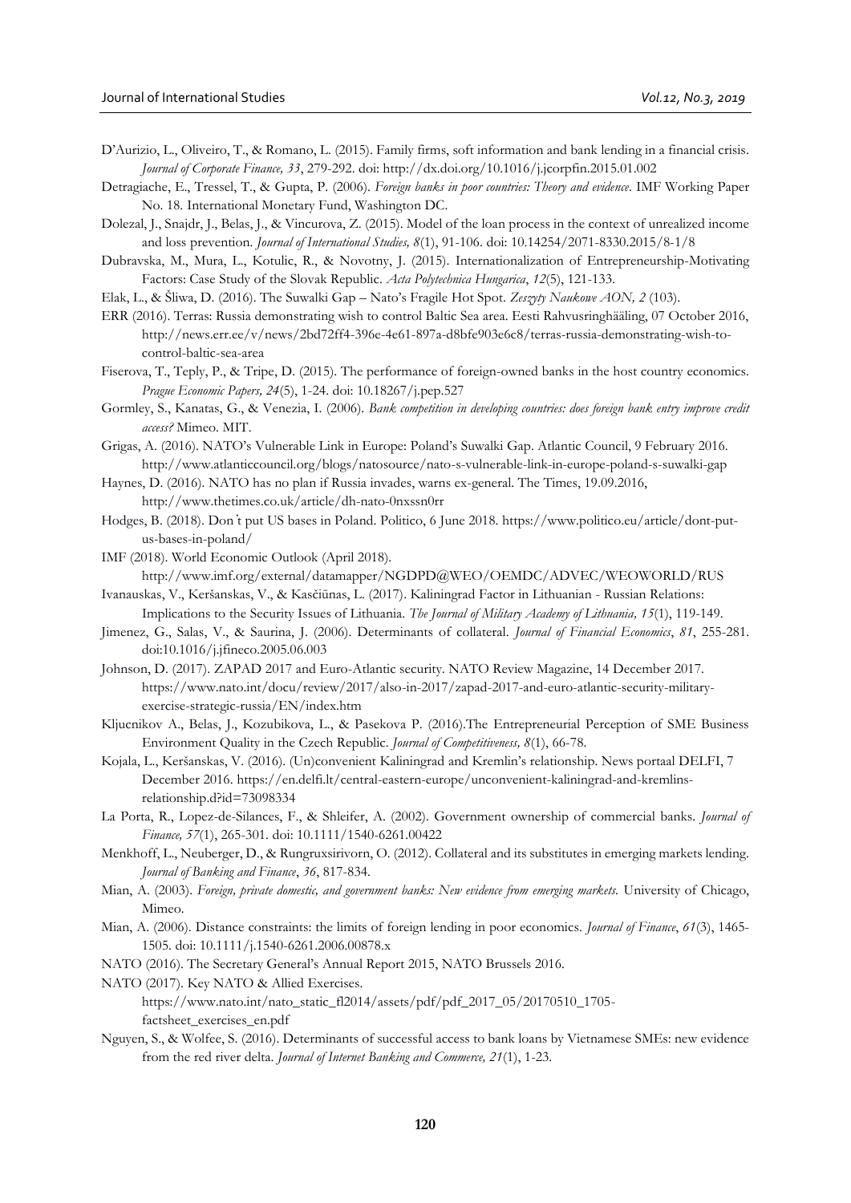D'Aurizio, L., Oliveiro, T., & Romano, L. (2015). Family firms, soft information and bank lending in a financial crisis. *Journal of Corporate Finance, 33*, 279-292. doi: http://dx.doi.org/10.1016/j.jcorpfin.2015.01.002

Detragiache, E., Tressel, T., & Gupta, P. (2006). *Foreign banks in poor countries: Theory and evidence*. IMF Working Paper No. 18. International Monetary Fund, Washington DC.

Dolezal, J., Snajdr, J., Belas, J., & Vincurova, Z. (2015). Model of the loan process in the context of unrealized income and loss prevention. *Journal of International Studies, 8*(1), 91-106. doi: 10.14254/2071-8330.2015/8-1/8

Dubravska, M., Mura, L., Kotulic, R., & Novotny, J. (2015). Internationalization of Entrepreneurship-Motivating Factors: Case Study of the Slovak Republic. *Acta Polytechnica Hungarica*, *12*(5), 121-133.

Elak, L., & Śliwa, D. (2016). The Suwalki Gap – Nato's Fragile Hot Spot. *Zeszyty Naukowe AON, 2* (103).

ERR (2016). Terras: Russia demonstrating wish to control Baltic Sea area. Eesti Rahvusringhääling, 07 October 2016, http://news.err.ee/v/news/2bd72ff4-396e-4e61-897a-d8bfe903e6c8/terras-russia-demonstrating-wish-to-control-baltic-sea-area

Fiserova, T., Teply, P., & Tripe, D. (2015). The performance of foreign-owned banks in the host country economics. *Prague Economic Papers, 24*(5), 1-24. doi: 10.18267/j.pep.527

Gormley, S., Kanatas, G., & Venezia, I. (2006). *Bank competition in developing countries: does foreign bank entry improve credit access?* Mimeo. MIT.

Grigas, A. (2016). NATO's Vulnerable Link in Europe: Poland's Suwalki Gap. Atlantic Council, 9 February 2016. http://www.atlanticcouncil.org/blogs/natosource/nato-s-vulnerable-link-in-europe-poland-s-suwalki-gap

Haynes, D. (2016). NATO has no plan if Russia invades, warns ex-general. The Times, 19.09.2016, http://www.thetimes.co.uk/article/dh-nato-0nxssn0rr

Hodges, B. (2018). Don´t put US bases in Poland. Politico, 6 June 2018. https://www.politico.eu/article/dont-put-us-bases-in-poland/

IMF (2018). World Economic Outlook (April 2018). http://www.imf.org/external/datamapper/NGDPD@WEO/OEMDC/ADVEC/WEOWORLD/RUS

Ivanauskas, V., Keršanskas, V., & Kasčiūnas, L. (2017). Kaliningrad Factor in Lithuanian - Russian Relations: Implications to the Security Issues of Lithuania. *The Journal of Military Academy of Lithuania, 15*(1), 119-149.

Jimenez, G., Salas, V., & Saurina, J. (2006). Determinants of collateral. *Journal of Financial Economics*, *81*, 255-281. doi:10.1016/j.jfineco.2005.06.003

Johnson, D. (2017). ZAPAD 2017 and Euro-Atlantic security. NATO Review Magazine, 14 December 2017. https://www.nato.int/docu/review/2017/also-in-2017/zapad-2017-and-euro-atlantic-security-military-exercise-strategic-russia/EN/index.htm

Kljucnikov A., Belas, J., Kozubikova, L., & Pasekova P. (2016).The Entrepreneurial Perception of SME Business Environment Quality in the Czech Republic. *Journal of Competitiveness, 8*(1), 66-78.

Kojala, L., Keršanskas, V. (2016). (Un)convenient Kaliningrad and Kremlin's relationship. News portaal DELFI, 7 December 2016. https://en.delfi.lt/central-eastern-europe/unconvenient-kaliningrad-and-kremlins-relationship.d?id=73098334

La Porta, R., Lopez-de-Silances, F., & Shleifer, A. (2002). Government ownership of commercial banks. *Journal of Finance, 57*(1), 265-301. doi: 10.1111/1540-6261.00422

Menkhoff, L., Neuberger, D., & Rungruxsirivorn, O. (2012). Collateral and its substitutes in emerging markets lending. *Journal of Banking and Finance*, *36*, 817-834.

Mian, A. (2003). *Foreign, private domestic, and government banks: New evidence from emerging markets.* University of Chicago, Mimeo.

Mian, A. (2006). Distance constraints: the limits of foreign lending in poor economics. *Journal of Finance*, *61*(3), 1465-1505. doi: 10.1111/j.1540-6261.2006.00878.x

NATO (2016). The Secretary General's Annual Report 2015, NATO Brussels 2016.

NATO (2017). Key NATO & Allied Exercises. https://www.nato.int/nato_static_fl2014/assets/pdf/pdf_2017_05/20170510_1705-factsheet_exercises_en.pdf

Nguyen, S., & Wolfee, S. (2016). Determinants of successful access to bank loans by Vietnamese SMEs: new evidence from the red river delta. *Journal of Internet Banking and Commerce, 21*(1), 1-23.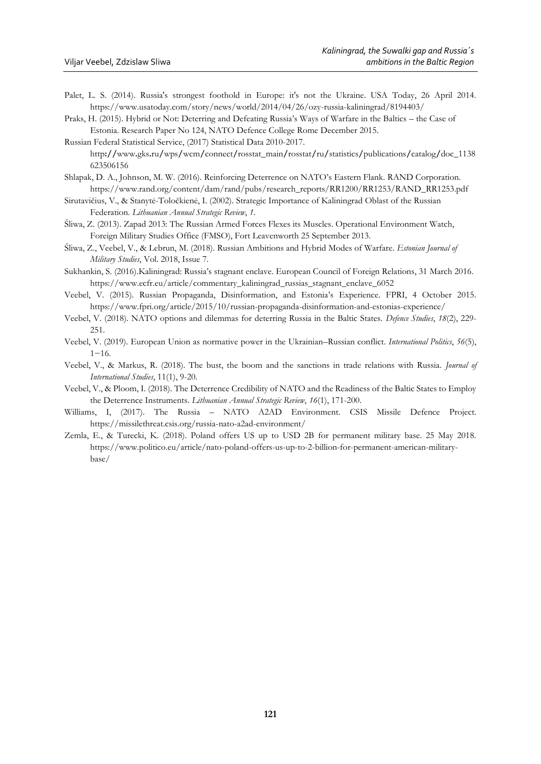Palet, L. S. (2014). Russia's strongest foothold in Europe: it's not the Ukraine. USA Today, 26 April 2014. https://www.usatoday.com/story/news/world/2014/04/26/ozy-russia-kaliningrad/8194403/

Praks, H. (2015). Hybrid or Not: Deterring and Defeating Russia's Ways of Warfare in the Baltics – the Case of Estonia. Research Paper No 124, NATO Defence College Rome December 2015.

Russian Federal Statistical Service, (2017) Statistical Data 2010-2017. http://www.gks.ru/wps/wcm/connect/rosstat_main/rosstat/ru/statistics/publications/catalog/doc_1138623506156

Shlapak, D. A., Johnson, M. W. (2016). Reinforcing Deterrence on NATO's Eastern Flank. RAND Corporation. https://www.rand.org/content/dam/rand/pubs/research_reports/RR1200/RR1253/RAND_RR1253.pdf

Sirutavičius, V., & Stanytė-Toločkienė, I. (2002). Strategic Importance of Kaliningrad Oblast of the Russian Federation. *Lithuanian Annual Strategic Review*, *1*.

Śliwa, Z. (2013). Zapad 2013: The Russian Armed Forces Flexes its Muscles. Operational Environment Watch, Foreign Military Studies Office (FMSO), Fort Leavenworth 25 September 2013.

Śliwa, Z., Veebel, V., & Lebrun, M. (2018). Russian Ambitions and Hybrid Modes of Warfare. *Estonian Journal of Military Studies*, Vol. 2018, Issue 7.

Sukhankin, S. (2016).Kaliningrad: Russia's stagnant enclave. European Council of Foreign Relations, 31 March 2016. https://www.ecfr.eu/article/commentary_kaliningrad_russias_stagnant_enclave_6052

Veebel, V. (2015). Russian Propaganda, Disinformation, and Estonia's Experience. FPRI, 4 October 2015. https://www.fpri.org/article/2015/10/russian-propaganda-disinformation-and-estonias-experience/

Veebel, V. (2018). NATO options and dilemmas for deterring Russia in the Baltic States. *Defence Studies*, *18*(2), 229-251.

Veebel, V. (2019). European Union as normative power in the Ukrainian–Russian conflict. *International Politics*, *56*(5), 1−16.

Veebel, V., & Markus, R. (2018). The bust, the boom and the sanctions in trade relations with Russia. *Journal of International Studies*, 11(1), 9-20.

Veebel, V., & Ploom, I. (2018). The Deterrence Credibility of NATO and the Readiness of the Baltic States to Employ the Deterrence Instruments. *Lithuanian Annual Strategic Review*, *16*(1), 171-200.

Williams, I, (2017). The Russia – NATO A2AD Environment. CSIS Missile Defence Project. https://missilethreat.csis.org/russia-nato-a2ad-environment/

Zemla, E., & Turecki, K. (2018). Poland offers US up to USD 2B for permanent military base. 25 May 2018. https://www.politico.eu/article/nato-poland-offers-us-up-to-2-billion-for-permanent-american-military-base/